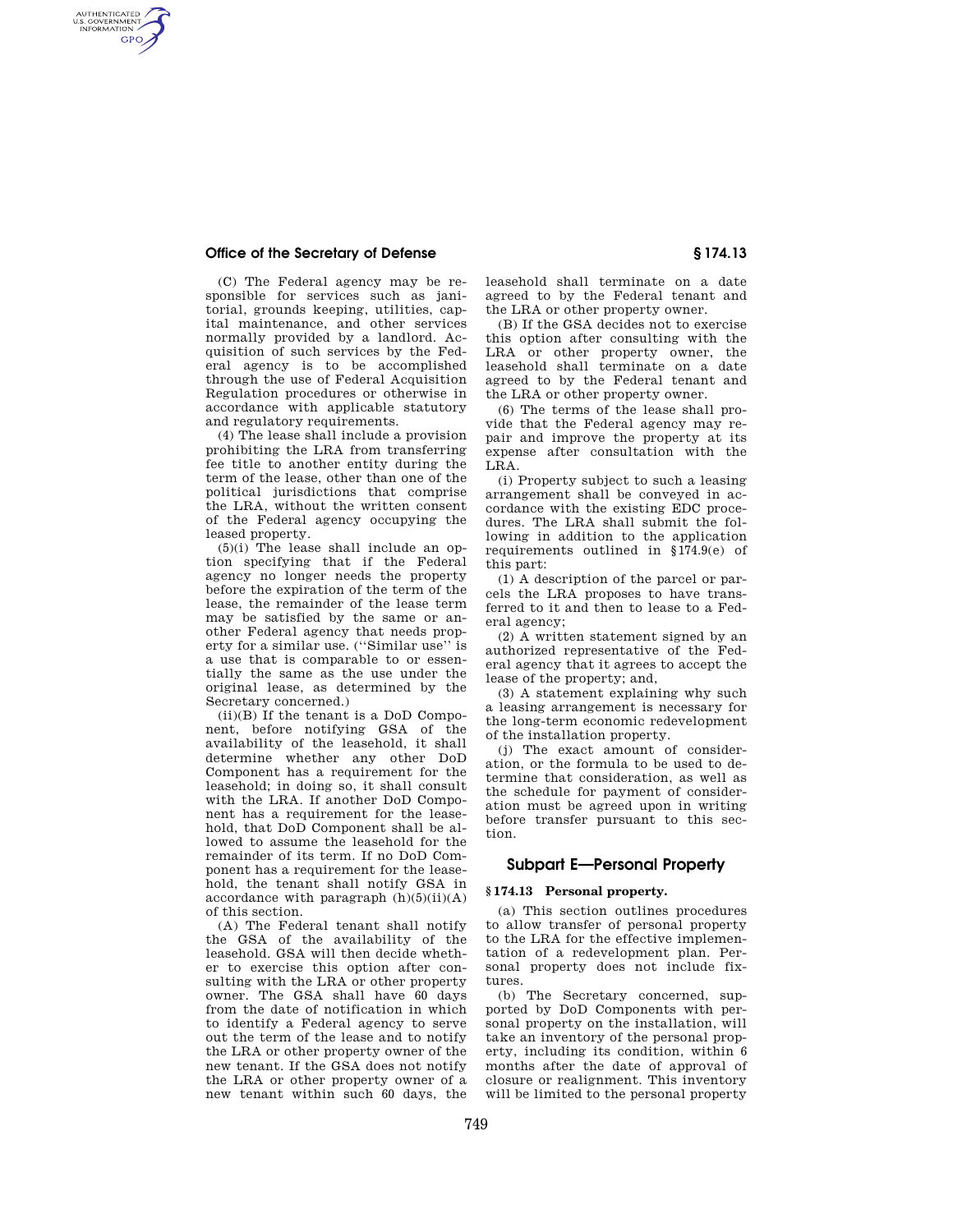(C) The Federal agency may be responsible for services such as janitorial, grounds keeping, utilities, capital maintenance, and other services normally provided by a landlord. Acquisition of such services by the Federal agency is to be accomplished through the use of Federal Acquisition Regulation procedures or otherwise in accordance with applicable statutory and regulatory requirements.

(4) The lease shall include a provision prohibiting the LRA from transferring fee title to another entity during the term of the lease, other than one of the political jurisdictions that comprise the LRA, without the written consent of the Federal agency occupying the leased property.

(5)(i) The lease shall include an option specifying that if the Federal agency no longer needs the property before the expiration of the term of the lease, the remainder of the lease term may be satisfied by the same or another Federal agency that needs property for a similar use. (''Similar use'' is a use that is comparable to or essentially the same as the use under the original lease, as determined by the Secretary concerned.)

(ii)(B) If the tenant is a DoD Component, before notifying GSA of the availability of the leasehold, it shall determine whether any other DoD Component has a requirement for the leasehold; in doing so, it shall consult with the LRA. If another DoD Component has a requirement for the leasehold, that DoD Component shall be allowed to assume the leasehold for the remainder of its term. If no DoD Component has a requirement for the leasehold, the tenant shall notify GSA in accordance with paragraph (h)(5)(ii)(A) of this section.

(A) The Federal tenant shall notify the GSA of the availability of the leasehold. GSA will then decide whether to exercise this option after consulting with the LRA or other property owner. The GSA shall have 60 days from the date of notification in which to identify a Federal agency to serve out the term of the lease and to notify the LRA or other property owner of the new tenant. If the GSA does not notify the LRA or other property owner of a new tenant within such 60 days, the leasehold shall terminate on a date agreed to by the Federal tenant and the LRA or other property owner.

(B) If the GSA decides not to exercise this option after consulting with the LRA or other property owner, the leasehold shall terminate on a date agreed to by the Federal tenant and the LRA or other property owner.

(6) The terms of the lease shall provide that the Federal agency may repair and improve the property at its expense after consultation with the LRA.

(i) Property subject to such a leasing arrangement shall be conveyed in accordance with the existing EDC procedures. The LRA shall submit the following in addition to the application requirements outlined in §174.9(e) of this part:

(1) A description of the parcel or parcels the LRA proposes to have transferred to it and then to lease to a Federal agency;

(2) A written statement signed by an authorized representative of the Federal agency that it agrees to accept the lease of the property; and,

(3) A statement explaining why such a leasing arrangement is necessary for the long-term economic redevelopment of the installation property.

(j) The exact amount of consideration, or the formula to be used to determine that consideration, as well as the schedule for payment of consideration must be agreed upon in writing before transfer pursuant to this section.

## Subpart E—Personal Property

### § 174.13 Personal property.

(a) This section outlines procedures to allow transfer of personal property to the LRA for the effective implementation of a redevelopment plan. Personal property does not include fixtures.

(b) The Secretary concerned, supported by DoD Components with personal property on the installation, will take an inventory of the personal property, including its condition, within 6 months after the date of approval of closure or realignment. This inventory will be limited to the personal property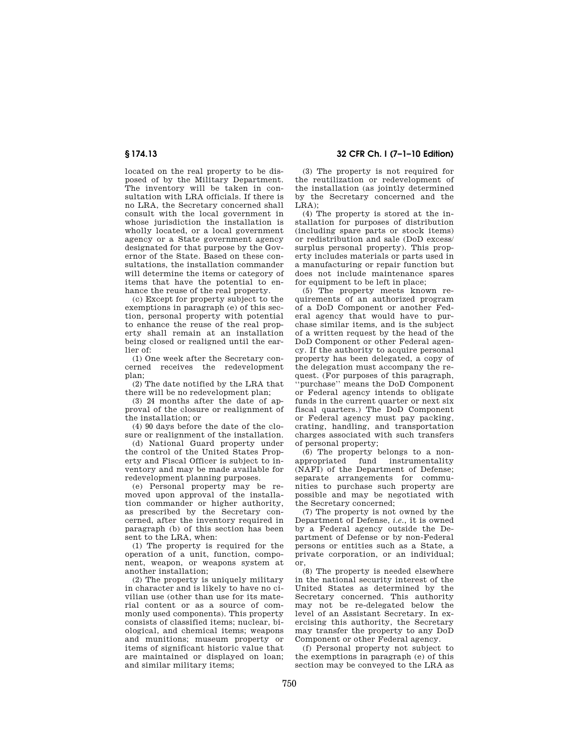located on the real property to be disposed of by the Military Department. The inventory will be taken in consultation with LRA officials. If there is no LRA, the Secretary concerned shall consult with the local government in whose jurisdiction the installation is wholly located, or a local government agency or a State government agency designated for that purpose by the Governor of the State. Based on these consultations, the installation commander will determine the items or category of items that have the potential to enhance the reuse of the real property.

(c) Except for property subject to the exemptions in paragraph (e) of this section, personal property with potential to enhance the reuse of the real property shall remain at an installation being closed or realigned until the earlier of:

(1) One week after the Secretary concerned receives the redevelopment plan;

(2) The date notified by the LRA that there will be no redevelopment plan;

(3) 24 months after the date of approval of the closure or realignment of the installation; or

(4) 90 days before the date of the closure or realignment of the installation.

(d) National Guard property under the control of the United States Property and Fiscal Officer is subject to inventory and may be made available for redevelopment planning purposes.

(e) Personal property may be removed upon approval of the installation commander or higher authority, as prescribed by the Secretary concerned, after the inventory required in paragraph (b) of this section has been sent to the LRA, when:

(1) The property is required for the operation of a unit, function, component, weapon, or weapons system at another installation;

(2) The property is uniquely military in character and is likely to have no civilian use (other than use for its material content or as a source of commonly used components). This property consists of classified items; nuclear, biological, and chemical items; weapons and munitions; museum property or items of significant historic value that are maintained or displayed on loan; and similar military items;

(3) The property is not required for the reutilization or redevelopment of the installation (as jointly determined by the Secretary concerned and the LRA);

(4) The property is stored at the installation for purposes of distribution (including spare parts or stock items) or redistribution and sale (DoD excess/surplus personal property). This property includes materials or parts used in a manufacturing or repair function but does not include maintenance spares for equipment to be left in place;

(5) The property meets known requirements of an authorized program of a DoD Component or another Federal agency that would have to purchase similar items, and is the subject of a written request by the head of the DoD Component or other Federal agency. If the authority to acquire personal property has been delegated, a copy of the delegation must accompany the request. (For purposes of this paragraph, ''purchase'' means the DoD Component or Federal agency intends to obligate funds in the current quarter or next six fiscal quarters.) The DoD Component or Federal agency must pay packing, crating, handling, and transportation charges associated with such transfers of personal property;

(6) The property belongs to a nonappropriated fund instrumentality (NAFI) of the Department of Defense; separate arrangements for communities to purchase such property are possible and may be negotiated with the Secretary concerned;

(7) The property is not owned by the Department of Defense, *i.e.*, it is owned by a Federal agency outside the Department of Defense or by non-Federal persons or entities such as a State, a private corporation, or an individual; or,

(8) The property is needed elsewhere in the national security interest of the United States as determined by the Secretary concerned. This authority may not be re-delegated below the level of an Assistant Secretary. In exercising this authority, the Secretary may transfer the property to any DoD Component or other Federal agency.

(f) Personal property not subject to the exemptions in paragraph (e) of this section may be conveyed to the LRA as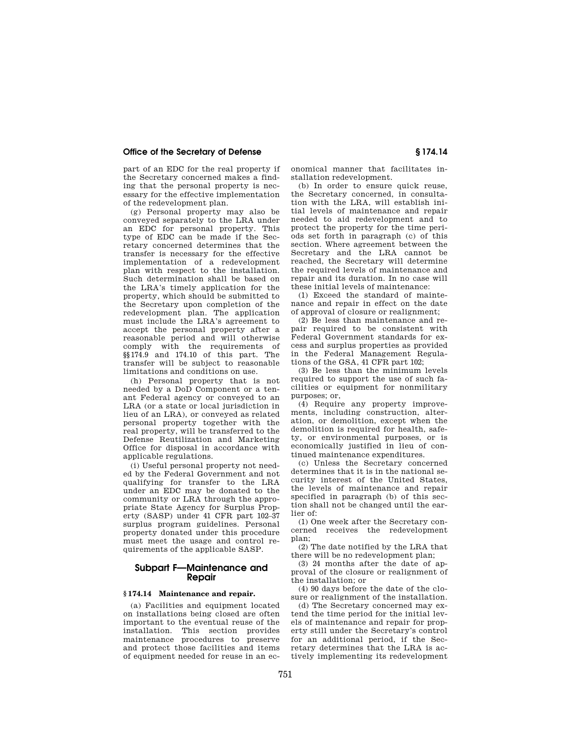part of an EDC for the real property if the Secretary concerned makes a finding that the personal property is necessary for the effective implementation of the redevelopment plan.

(g) Personal property may also be conveyed separately to the LRA under an EDC for personal property. This type of EDC can be made if the Secretary concerned determines that the transfer is necessary for the effective implementation of a redevelopment plan with respect to the installation. Such determination shall be based on the LRA's timely application for the property, which should be submitted to the Secretary upon completion of the redevelopment plan. The application must include the LRA's agreement to accept the personal property after a reasonable period and will otherwise comply with the requirements of §§174.9 and 174.10 of this part. The transfer will be subject to reasonable limitations and conditions on use.

(h) Personal property that is not needed by a DoD Component or a tenant Federal agency or conveyed to an LRA (or a state or local jurisdiction in lieu of an LRA), or conveyed as related personal property together with the real property, will be transferred to the Defense Reutilization and Marketing Office for disposal in accordance with applicable regulations.

(i) Useful personal property not needed by the Federal Government and not qualifying for transfer to the LRA under an EDC may be donated to the community or LRA through the appropriate State Agency for Surplus Property (SASP) under 41 CFR part 102–37 surplus program guidelines. Personal property donated under this procedure must meet the usage and control requirements of the applicable SASP.

## Subpart F—Maintenance and Repair

### § 174.14 Maintenance and repair.

(a) Facilities and equipment located on installations being closed are often important to the eventual reuse of the installation. This section provides maintenance procedures to preserve and protect those facilities and items of equipment needed for reuse in an economical manner that facilitates installation redevelopment.

(b) In order to ensure quick reuse, the Secretary concerned, in consultation with the LRA, will establish initial levels of maintenance and repair needed to aid redevelopment and to protect the property for the time periods set forth in paragraph (c) of this section. Where agreement between the Secretary and the LRA cannot be reached, the Secretary will determine the required levels of maintenance and repair and its duration. In no case will these initial levels of maintenance:

(1) Exceed the standard of maintenance and repair in effect on the date of approval of closure or realignment;

(2) Be less than maintenance and repair required to be consistent with Federal Government standards for excess and surplus properties as provided in the Federal Management Regulations of the GSA, 41 CFR part 102;

(3) Be less than the minimum levels required to support the use of such facilities or equipment for nonmilitary purposes; or,

(4) Require any property improvements, including construction, alteration, or demolition, except when the demolition is required for health, safety, or environmental purposes, or is economically justified in lieu of continued maintenance expenditures.

(c) Unless the Secretary concerned determines that it is in the national security interest of the United States, the levels of maintenance and repair specified in paragraph (b) of this section shall not be changed until the earlier of:

(1) One week after the Secretary concerned receives the redevelopment plan;

(2) The date notified by the LRA that there will be no redevelopment plan;

(3) 24 months after the date of approval of the closure or realignment of the installation; or

(4) 90 days before the date of the closure or realignment of the installation.

(d) The Secretary concerned may extend the time period for the initial levels of maintenance and repair for property still under the Secretary's control for an additional period, if the Secretary determines that the LRA is actively implementing its redevelopment